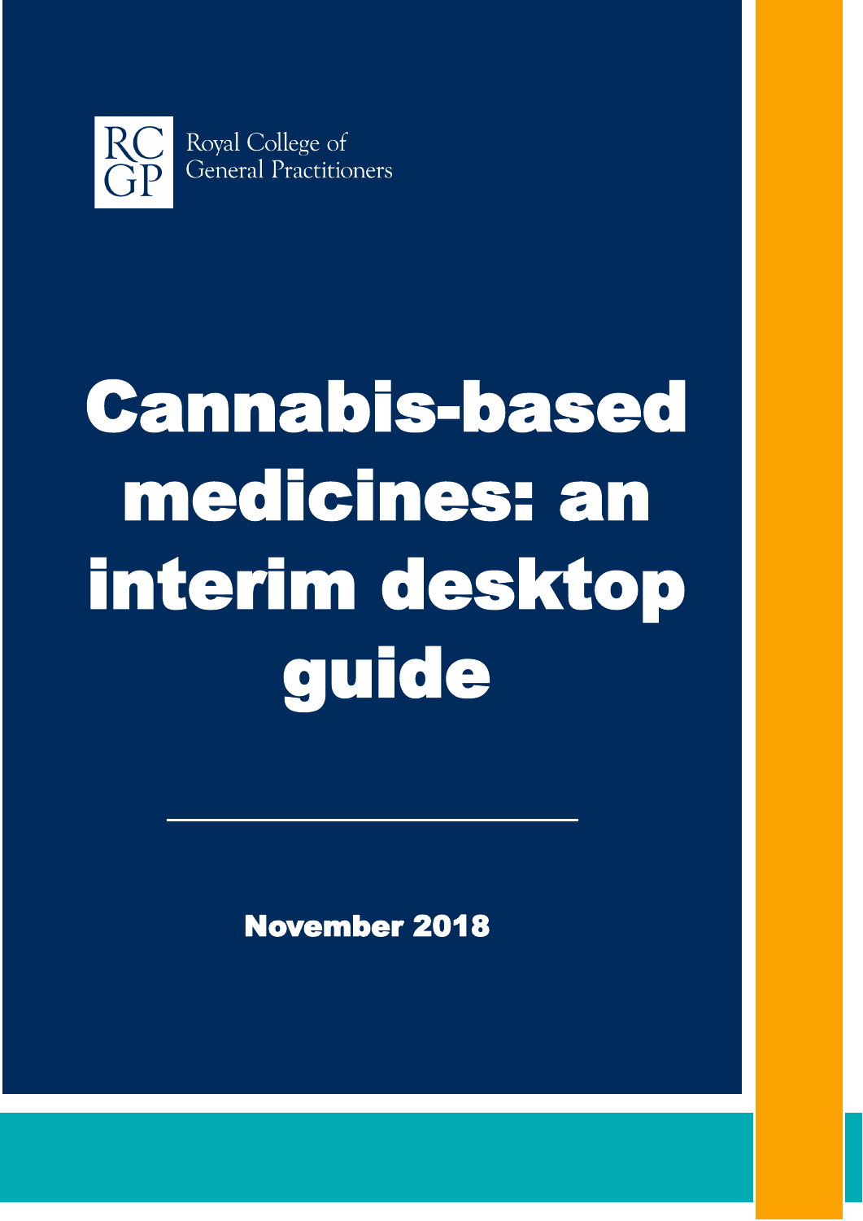Royal College of General Practitioners

# Cannabis-based medicines: an interim desktop guide

November 2018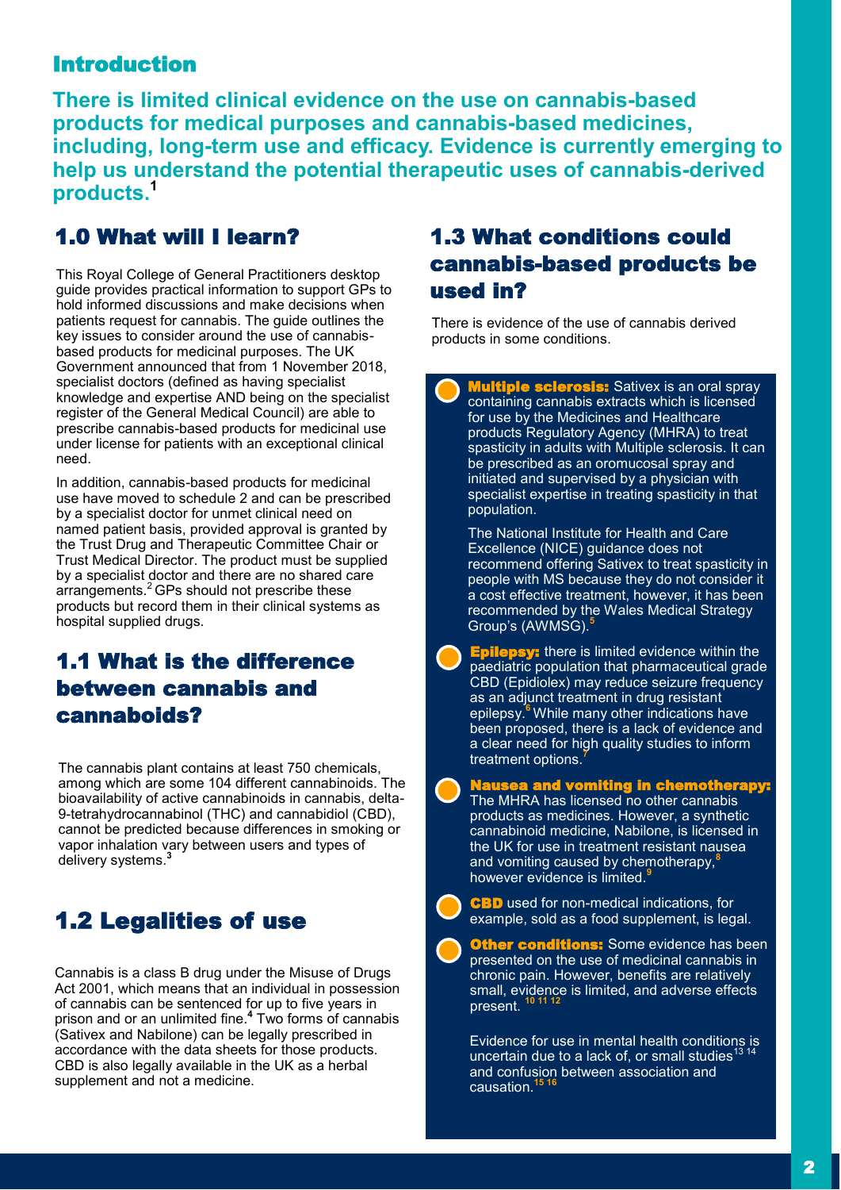## Introduction

**There is limited clinical evidence on the use on cannabis-based products for medical purposes and cannabis-based medicines, including, long-term use and efficacy. Evidence is currently emerging to help us understand the potential therapeutic uses of cannabis-derived products.[1]**

## 1.0 What will I learn?

This Royal College of General Practitioners desktop guide provides practical information to support GPs to hold informed discussions and make decisions when patients request for cannabis. The guide outlines the key issues to consider around the use of cannabis-based products for medicinal purposes. The UK Government announced that from 1 November 2018, specialist doctors (defined as having specialist knowledge and expertise AND being on the specialist register of the General Medical Council) are able to prescribe cannabis-based products for medicinal use under license for patients with an exceptional clinical need.

In addition, cannabis-based products for medicinal use have moved to schedule 2 and can be prescribed by a specialist doctor for unmet clinical need on named patient basis, provided approval is granted by the Trust Drug and Therapeutic Committee Chair or Trust Medical Director. The product must be supplied by a specialist doctor and there are no shared care arrangements.[2] GPs should not prescribe these products but record them in their clinical systems as hospital supplied drugs.

## 1.1 What is the difference between cannabis and cannaboids?

The cannabis plant contains at least 750 chemicals, among which are some 104 different cannabinoids. The bioavailability of active cannabinoids in cannabis, delta-9-tetrahydrocannabinol (THC) and cannabidiol (CBD), cannot be predicted because differences in smoking or vapor inhalation vary between users and types of delivery systems.[3]

## 1.2 Legalities of use

Cannabis is a class B drug under the Misuse of Drugs Act 2001, which means that an individual in possession of cannabis can be sentenced for up to five years in prison and or an unlimited fine.[4] Two forms of cannabis (Sativex and Nabilone) can be legally prescribed in accordance with the data sheets for those products. CBD is also legally available in the UK as a herbal supplement and not a medicine.

## 1.3 What conditions could cannabis-based products be used in?

There is evidence of the use of cannabis derived products in some conditions.

- **Multiple sclerosis:** Sativex is an oral spray containing cannabis extracts which is licensed for use by the Medicines and Healthcare products Regulatory Agency (MHRA) to treat spasticity in adults with Multiple sclerosis. It can be prescribed as an oromucosal spray and initiated and supervised by a physician with specialist expertise in treating spasticity in that population.

  The National Institute for Health and Care Excellence (NICE) guidance does not recommend offering Sativex to treat spasticity in people with MS because they do not consider it a cost effective treatment, however, it has been recommended by the Wales Medical Strategy Group's (AWMSG).[5]

- **Epilepsy:** there is limited evidence within the paediatric population that pharmaceutical grade CBD (Epidiolex) may reduce seizure frequency as an adjunct treatment in drug resistant epilepsy.[6] While many other indications have been proposed, there is a lack of evidence and a clear need for high quality studies to inform treatment options.[7]

- **Nausea and vomiting in chemotherapy:** The MHRA has licensed no other cannabis products as medicines. However, a synthetic cannabinoid medicine, Nabilone, is licensed in the UK for use in treatment resistant nausea and vomiting caused by chemotherapy,[8] however evidence is limited.[9]

- **CBD** used for non-medical indications, for example, sold as a food supplement, is legal.

- **Other conditions:** Some evidence has been presented on the use of medicinal cannabis in chronic pain. However, benefits are relatively small, evidence is limited, and adverse effects present. [10,11,12]

  Evidence for use in mental health conditions is uncertain due to a lack of, or small studies[13,14] and confusion between association and causation.[15,16]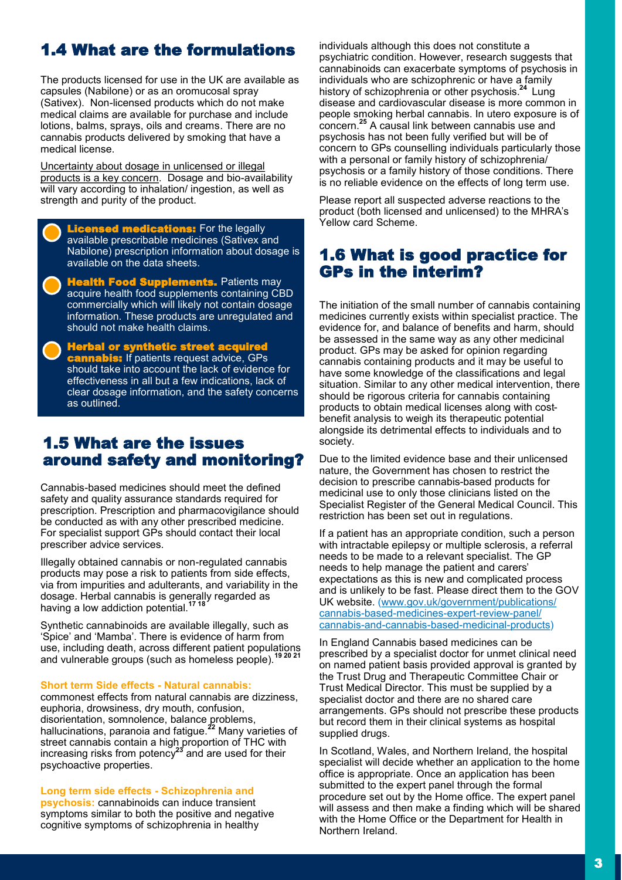## 1.4 What are the formulations

The products licensed for use in the UK are available as capsules (Nabilone) or as an oromucosal spray (Sativex). Non-licensed products which do not make medical claims are available for purchase and include lotions, balms, sprays, oils and creams. There are no cannabis products delivered by smoking that have a medical license.

Uncertainty about dosage in unlicensed or illegal products is a key concern. Dosage and bio-availability will vary according to inhalation/ ingestion, as well as strength and purity of the product.

- **Licensed medications:** For the legally available prescribable medicines (Sativex and Nabilone) prescription information about dosage is available on the data sheets.
- **Health Food Supplements.** Patients may acquire health food supplements containing CBD commercially which will likely not contain dosage information. These products are unregulated and should not make health claims.
- **Herbal or synthetic street acquired cannabis:** If patients request advice, GPs should take into account the lack of evidence for effectiveness in all but a few indications, lack of clear dosage information, and the safety concerns as outlined.

## 1.5 What are the issues around safety and monitoring?

Cannabis-based medicines should meet the defined safety and quality assurance standards required for prescription. Prescription and pharmacovigilance should be conducted as with any other prescribed medicine. For specialist support GPs should contact their local prescriber advice services.

Illegally obtained cannabis or non-regulated cannabis products may pose a risk to patients from side effects, via from impurities and adulterants, and variability in the dosage. Herbal cannabis is generally regarded as having a low addiction potential.[17 18]

Synthetic cannabinoids are available illegally, such as 'Spice' and 'Mamba'. There is evidence of harm from use, including death, across different patient populations and vulnerable groups (such as homeless people).[19 20 21]

**Short term Side effects - Natural cannabis:** commonest effects from natural cannabis are dizziness, euphoria, drowsiness, dry mouth, confusion, disorientation, somnolence, balance problems, hallucinations, paranoia and fatigue.[22] Many varieties of street cannabis contain a high proportion of THC with increasing risks from potency[23] and are used for their psychoactive properties.

**Long term side effects - Schizophrenia and psychosis:** cannabinoids can induce transient symptoms similar to both the positive and negative cognitive symptoms of schizophrenia in healthy individuals although this does not constitute a psychiatric condition. However, research suggests that cannabinoids can exacerbate symptoms of psychosis in individuals who are schizophrenic or have a family history of schizophrenia or other psychosis.[24] Lung disease and cardiovascular disease is more common in people smoking herbal cannabis. In utero exposure is of concern.[25] A causal link between cannabis use and psychosis has not been fully verified but will be of concern to GPs counselling individuals particularly those with a personal or family history of schizophrenia/ psychosis or a family history of those conditions. There is no reliable evidence on the effects of long term use.

Please report all suspected adverse reactions to the product (both licensed and unlicensed) to the MHRA's Yellow card Scheme.

## 1.6 What is good practice for GPs in the interim?

The initiation of the small number of cannabis containing medicines currently exists within specialist practice. The evidence for, and balance of benefits and harm, should be assessed in the same way as any other medicinal product. GPs may be asked for opinion regarding cannabis containing products and it may be useful to have some knowledge of the classifications and legal situation. Similar to any other medical intervention, there should be rigorous criteria for cannabis containing products to obtain medical licenses along with cost-benefit analysis to weigh its therapeutic potential alongside its detrimental effects to individuals and to society.

Due to the limited evidence base and their unlicensed nature, the Government has chosen to restrict the decision to prescribe cannabis-based products for medicinal use to only those clinicians listed on the Specialist Register of the General Medical Council. This restriction has been set out in regulations.

If a patient has an appropriate condition, such a person with intractable epilepsy or multiple sclerosis, a referral needs to be made to a relevant specialist. The GP needs to help manage the patient and carers' expectations as this is new and complicated process and is unlikely to be fast. Please direct them to the GOV UK website. (www.gov.uk/government/publications/cannabis-based-medicines-expert-review-panel/cannabis-and-cannabis-based-medicinal-products)

In England Cannabis based medicines can be prescribed by a specialist doctor for unmet clinical need on named patient basis provided approval is granted by the Trust Drug and Therapeutic Committee Chair or Trust Medical Director. This must be supplied by a specialist doctor and there are no shared care arrangements. GPs should not prescribe these products but record them in their clinical systems as hospital supplied drugs.

In Scotland, Wales, and Northern Ireland, the hospital specialist will decide whether an application to the home office is appropriate. Once an application has been submitted to the expert panel through the formal procedure set out by the Home office. The expert panel will assess and then make a finding which will be shared with the Home Office or the Department for Health in Northern Ireland.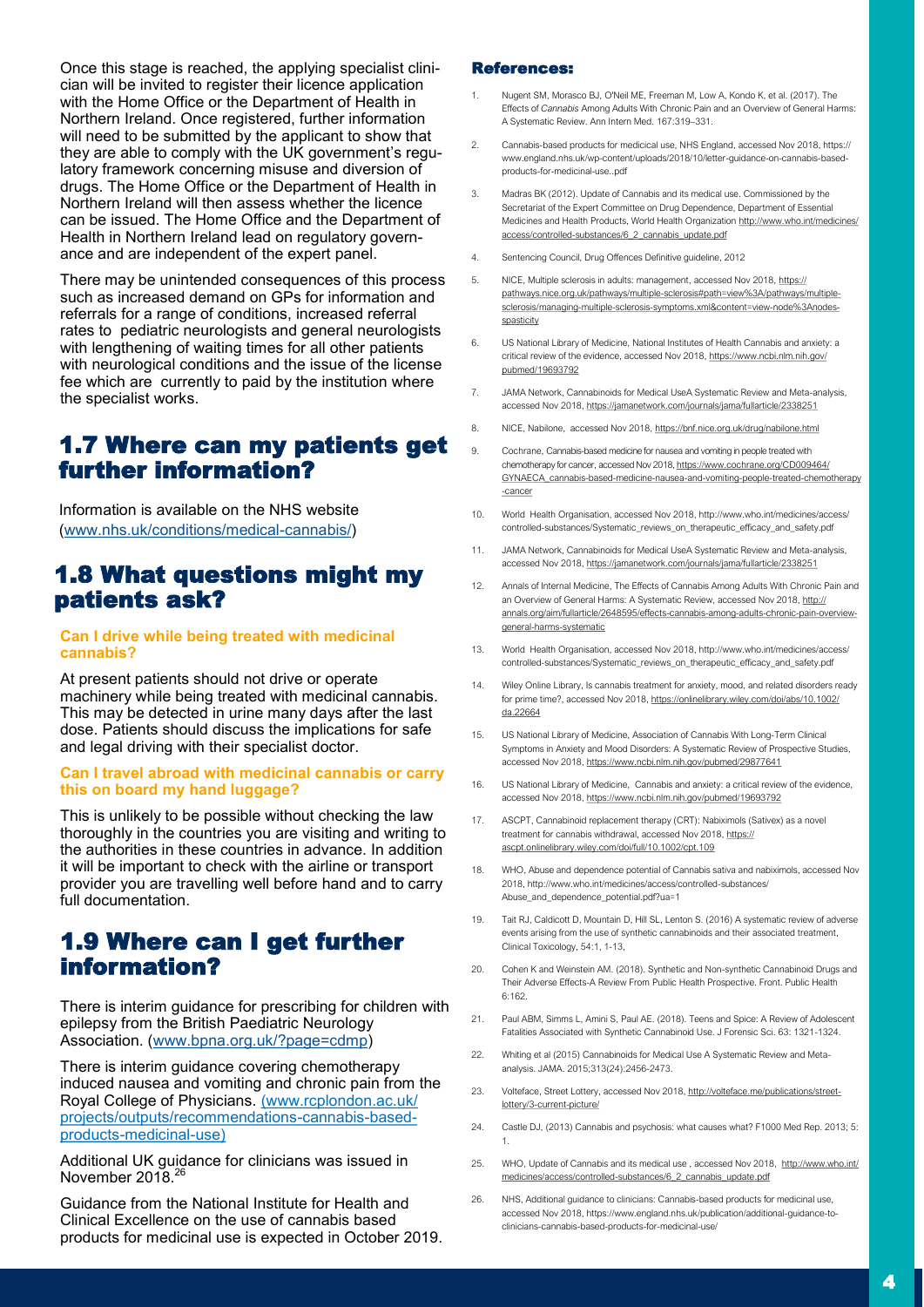Once this stage is reached, the applying specialist clinician will be invited to register their licence application with the Home Office or the Department of Health in Northern Ireland. Once registered, further information will need to be submitted by the applicant to show that they are able to comply with the UK government's regulatory framework concerning misuse and diversion of drugs. The Home Office or the Department of Health in Northern Ireland will then assess whether the licence can be issued. The Home Office and the Department of Health in Northern Ireland lead on regulatory governance and are independent of the expert panel.

There may be unintended consequences of this process such as increased demand on GPs for information and referrals for a range of conditions, increased referral rates to pediatric neurologists and general neurologists with lengthening of waiting times for all other patients with neurological conditions and the issue of the license fee which are currently to paid by the institution where the specialist works.

## 1.7 Where can my patients get further information?

Information is available on the NHS website (www.nhs.uk/conditions/medical-cannabis/)

## 1.8 What questions might my patients ask?

**Can I drive while being treated with medicinal cannabis?**

At present patients should not drive or operate machinery while being treated with medicinal cannabis. This may be detected in urine many days after the last dose. Patients should discuss the implications for safe and legal driving with their specialist doctor.

**Can I travel abroad with medicinal cannabis or carry this on board my hand luggage?**

This is unlikely to be possible without checking the law thoroughly in the countries you are visiting and writing to the authorities in these countries in advance. In addition it will be important to check with the airline or transport provider you are travelling well before hand and to carry full documentation.

## 1.9 Where can I get further information?

There is interim guidance for prescribing for children with epilepsy from the British Paediatric Neurology Association. (www.bpna.org.uk/?page=cdmp)

There is interim guidance covering chemotherapy induced nausea and vomiting and chronic pain from the Royal College of Physicians. (www.rcplondon.ac.uk/projects/outputs/recommendations-cannabis-based-products-medicinal-use)

Additional UK guidance for clinicians was issued in November 2018.[26]

Guidance from the National Institute for Health and Clinical Excellence on the use of cannabis based products for medicinal use is expected in October 2019.

## References:

1. Nugent SM, Morasco BJ, O'Neil ME, Freeman M, Low A, Kondo K, et al. (2017). The Effects of *Cannabis* Among Adults With Chronic Pain and an Overview of General Harms: A Systematic Review. Ann Intern Med. 167:319–331.
2. Cannabis-based products for medicical use, NHS England, accessed Nov 2018, https://www.england.nhs.uk/wp-content/uploads/2018/10/letter-guidance-on-cannabis-based-products-for-medicinal-use..pdf
3. Madras BK (2012). Update of Cannabis and its medical use. Commissioned by the Secretariat of the Expert Committee on Drug Dependence, Department of Essential Medicines and Health Products, World Health Organization http://www.who.int/medicines/access/controlled-substances/6_2_cannabis_update.pdf
4. Sentencing Council, Drug Offences Definitive guideline, 2012
5. NICE, Multiple sclerosis in adults: management, accessed Nov 2018, https://pathways.nice.org.uk/pathways/multiple-sclerosis#path=view%3A/pathways/multiple-sclerosis/managing-multiple-sclerosis-symptoms.xml&content=view-node%3Anodes-spasticity
6. US National Library of Medicine, National Institutes of Health Cannabis and anxiety: a critical review of the evidence, accessed Nov 2018, https://www.ncbi.nlm.nih.gov/pubmed/19693792
7. JAMA Network, Cannabinoids for Medical UseA Systematic Review and Meta-analysis, accessed Nov 2018, https://jamanetwork.com/journals/jama/fullarticle/2338251
8. NICE, Nabilone, accessed Nov 2018, https://bnf.nice.org.uk/drug/nabilone.html
9. Cochrane, Cannabis-based medicine for nausea and vomiting in people treated with chemotherapy for cancer, accessed Nov 2018, https://www.cochrane.org/CD009464/GYNAECA_cannabis-based-medicine-nausea-and-vomiting-people-treated-chemotherapy-cancer
10. World Health Organisation, accessed Nov 2018, http://www.who.int/medicines/access/controlled-substances/Systematic_reviews_on_therapeutic_efficacy_and_safety.pdf
11. JAMA Network, Cannabinoids for Medical UseA Systematic Review and Meta-analysis, accessed Nov 2018, https://jamanetwork.com/journals/jama/fullarticle/2338251
12. Annals of Internal Medicine, The Effects of Cannabis Among Adults With Chronic Pain and an Overview of General Harms: A Systematic Review, accessed Nov 2018, http://annals.org/aim/fullarticle/2648595/effects-cannabis-among-adults-chronic-pain-overview-general-harms-systematic
13. World Health Organisation, accessed Nov 2018, http://www.who.int/medicines/access/controlled-substances/Systematic_reviews_on_therapeutic_efficacy_and_safety.pdf
14. Wiley Online Library, Is cannabis treatment for anxiety, mood, and related disorders ready for prime time?, accessed Nov 2018, https://onlinelibrary.wiley.com/doi/abs/10.1002/da.22664
15. US National Library of Medicine, Association of Cannabis With Long-Term Clinical Symptoms in Anxiety and Mood Disorders: A Systematic Review of Prospective Studies, accessed Nov 2018, https://www.ncbi.nlm.nih.gov/pubmed/29877641
16. US National Library of Medicine, Cannabis and anxiety: a critical review of the evidence, accessed Nov 2018, https://www.ncbi.nlm.nih.gov/pubmed/19693792
17. ASCPT, Cannabinoid replacement therapy (CRT): Nabiximols (Sativex) as a novel treatment for cannabis withdrawal, accessed Nov 2018, https://ascpt.onlinelibrary.wiley.com/doi/full/10.1002/cpt.109
18. WHO, Abuse and dependence potential of Cannabis sativa and nabiximols, accessed Nov 2018, http://www.who.int/medicines/access/controlled-substances/Abuse_and_dependence_potential.pdf?ua=1
19. Tait RJ, Caldicott D, Mountain D, Hill SL, Lenton S. (2016) A systematic review of adverse events arising from the use of synthetic cannabinoids and their associated treatment, Clinical Toxicology, 54:1, 1-13,
20. Cohen K and Weinstein AM. (2018). Synthetic and Non-synthetic Cannabinoid Drugs and Their Adverse Effects-A Review From Public Health Prospective. Front. Public Health 6:162.
21. Paul ABM, Simms L, Amini S, Paul AE. (2018). Teens and Spice: A Review of Adolescent Fatalities Associated with Synthetic Cannabinoid Use. J Forensic Sci. 63: 1321-1324.
22. Whiting et al (2015) Cannabinoids for Medical Use A Systematic Review and Meta-analysis. JAMA. 2015;313(24):2456-2473.
23. Volteface, Street Lottery, accessed Nov 2018, http://volteface.me/publications/street-lottery/3-current-picture/
24. Castle DJ, (2013) Cannabis and psychosis: what causes what? F1000 Med Rep. 2013; 5: 1.
25. WHO, Update of Cannabis and its medical use , accessed Nov 2018, http://www.who.int/medicines/access/controlled-substances/6_2_cannabis_update.pdf
26. NHS, Additional guidance to clinicians: Cannabis-based products for medicinal use, accessed Nov 2018, https://www.england.nhs.uk/publication/additional-guidance-to-clinicians-cannabis-based-products-for-medicinal-use/